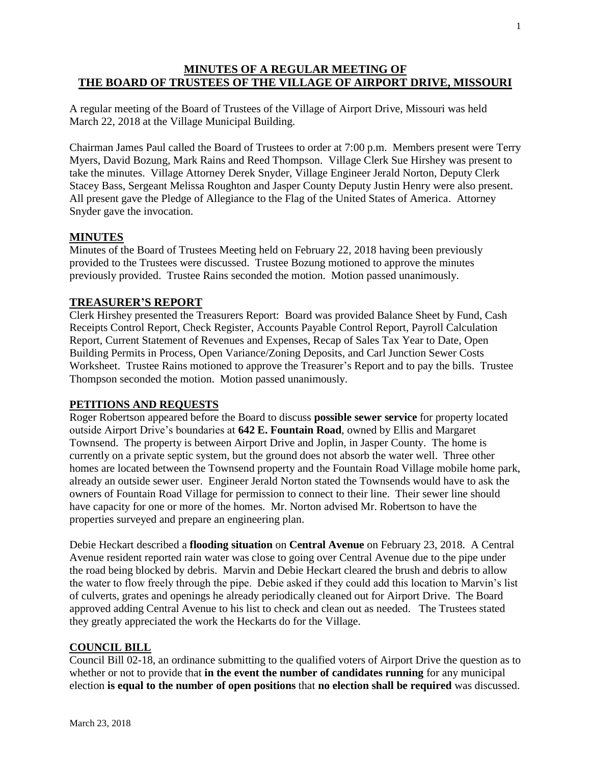# MINUTES OF A REGULAR MEETING OF THE BOARD OF TRUSTEES OF THE VILLAGE OF AIRPORT DRIVE, MISSOURI

A regular meeting of the Board of Trustees of the Village of Airport Drive, Missouri was held March 22, 2018 at the Village Municipal Building.

Chairman James Paul called the Board of Trustees to order at 7:00 p.m. Members present were Terry Myers, David Bozung, Mark Rains and Reed Thompson. Village Clerk Sue Hirshey was present to take the minutes. Village Attorney Derek Snyder, Village Engineer Jerald Norton, Deputy Clerk Stacey Bass, Sergeant Melissa Roughton and Jasper County Deputy Justin Henry were also present. All present gave the Pledge of Allegiance to the Flag of the United States of America. Attorney Snyder gave the invocation.

## MINUTES

Minutes of the Board of Trustees Meeting held on February 22, 2018 having been previously provided to the Trustees were discussed. Trustee Bozung motioned to approve the minutes previously provided. Trustee Rains seconded the motion. Motion passed unanimously.

## TREASURER'S REPORT

Clerk Hirshey presented the Treasurers Report: Board was provided Balance Sheet by Fund, Cash Receipts Control Report, Check Register, Accounts Payable Control Report, Payroll Calculation Report, Current Statement of Revenues and Expenses, Recap of Sales Tax Year to Date, Open Building Permits in Process, Open Variance/Zoning Deposits, and Carl Junction Sewer Costs Worksheet. Trustee Rains motioned to approve the Treasurer's Report and to pay the bills. Trustee Thompson seconded the motion. Motion passed unanimously.

## PETITIONS AND REQUESTS

Roger Robertson appeared before the Board to discuss **possible sewer service** for property located outside Airport Drive's boundaries at **642 E. Fountain Road**, owned by Ellis and Margaret Townsend. The property is between Airport Drive and Joplin, in Jasper County. The home is currently on a private septic system, but the ground does not absorb the water well. Three other homes are located between the Townsend property and the Fountain Road Village mobile home park, already an outside sewer user. Engineer Jerald Norton stated the Townsends would have to ask the owners of Fountain Road Village for permission to connect to their line. Their sewer line should have capacity for one or more of the homes. Mr. Norton advised Mr. Robertson to have the properties surveyed and prepare an engineering plan.

Debie Heckart described a **flooding situation** on **Central Avenue** on February 23, 2018. A Central Avenue resident reported rain water was close to going over Central Avenue due to the pipe under the road being blocked by debris. Marvin and Debie Heckart cleared the brush and debris to allow the water to flow freely through the pipe. Debie asked if they could add this location to Marvin's list of culverts, grates and openings he already periodically cleaned out for Airport Drive. The Board approved adding Central Avenue to his list to check and clean out as needed. The Trustees stated they greatly appreciated the work the Heckarts do for the Village.

## COUNCIL BILL

Council Bill 02-18, an ordinance submitting to the qualified voters of Airport Drive the question as to whether or not to provide that **in the event the number of candidates running** for any municipal election **is equal to the number of open positions** that **no election shall be required** was discussed.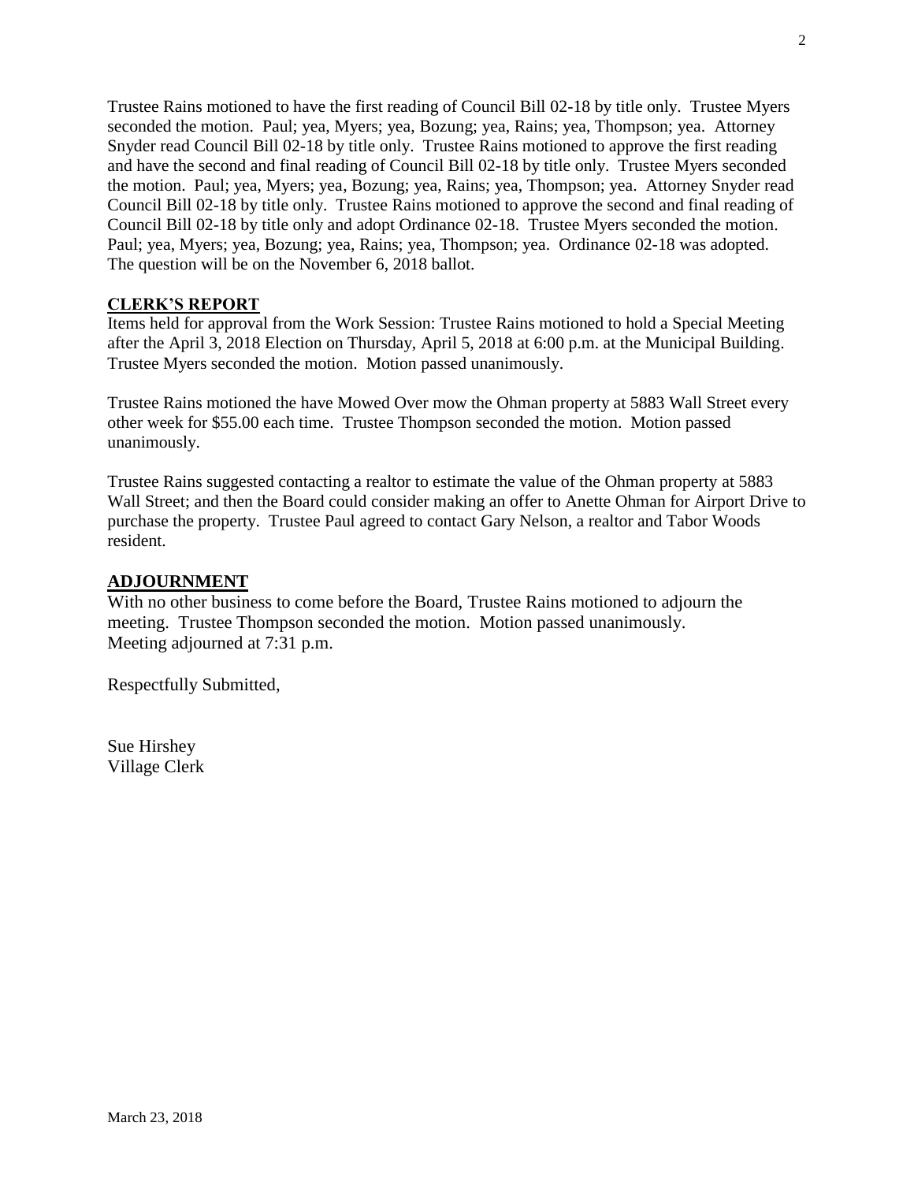Trustee Rains motioned to have the first reading of Council Bill 02-18 by title only. Trustee Myers seconded the motion. Paul; yea, Myers; yea, Bozung; yea, Rains; yea, Thompson; yea. Attorney Snyder read Council Bill 02-18 by title only. Trustee Rains motioned to approve the first reading and have the second and final reading of Council Bill 02-18 by title only. Trustee Myers seconded the motion. Paul; yea, Myers; yea, Bozung; yea, Rains; yea, Thompson; yea. Attorney Snyder read Council Bill 02-18 by title only. Trustee Rains motioned to approve the second and final reading of Council Bill 02-18 by title only and adopt Ordinance 02-18. Trustee Myers seconded the motion. Paul; yea, Myers; yea, Bozung; yea, Rains; yea, Thompson; yea. Ordinance 02-18 was adopted. The question will be on the November 6, 2018 ballot.

## CLERK'S REPORT

Items held for approval from the Work Session: Trustee Rains motioned to hold a Special Meeting after the April 3, 2018 Election on Thursday, April 5, 2018 at 6:00 p.m. at the Municipal Building. Trustee Myers seconded the motion. Motion passed unanimously.

Trustee Rains motioned the have Mowed Over mow the Ohman property at 5883 Wall Street every other week for $55.00 each time. Trustee Thompson seconded the motion. Motion passed unanimously.

Trustee Rains suggested contacting a realtor to estimate the value of the Ohman property at 5883 Wall Street; and then the Board could consider making an offer to Anette Ohman for Airport Drive to purchase the property. Trustee Paul agreed to contact Gary Nelson, a realtor and Tabor Woods resident.

## ADJOURNMENT

With no other business to come before the Board, Trustee Rains motioned to adjourn the meeting. Trustee Thompson seconded the motion. Motion passed unanimously.
Meeting adjourned at 7:31 p.m.

Respectfully Submitted,

Sue Hirshey
Village Clerk